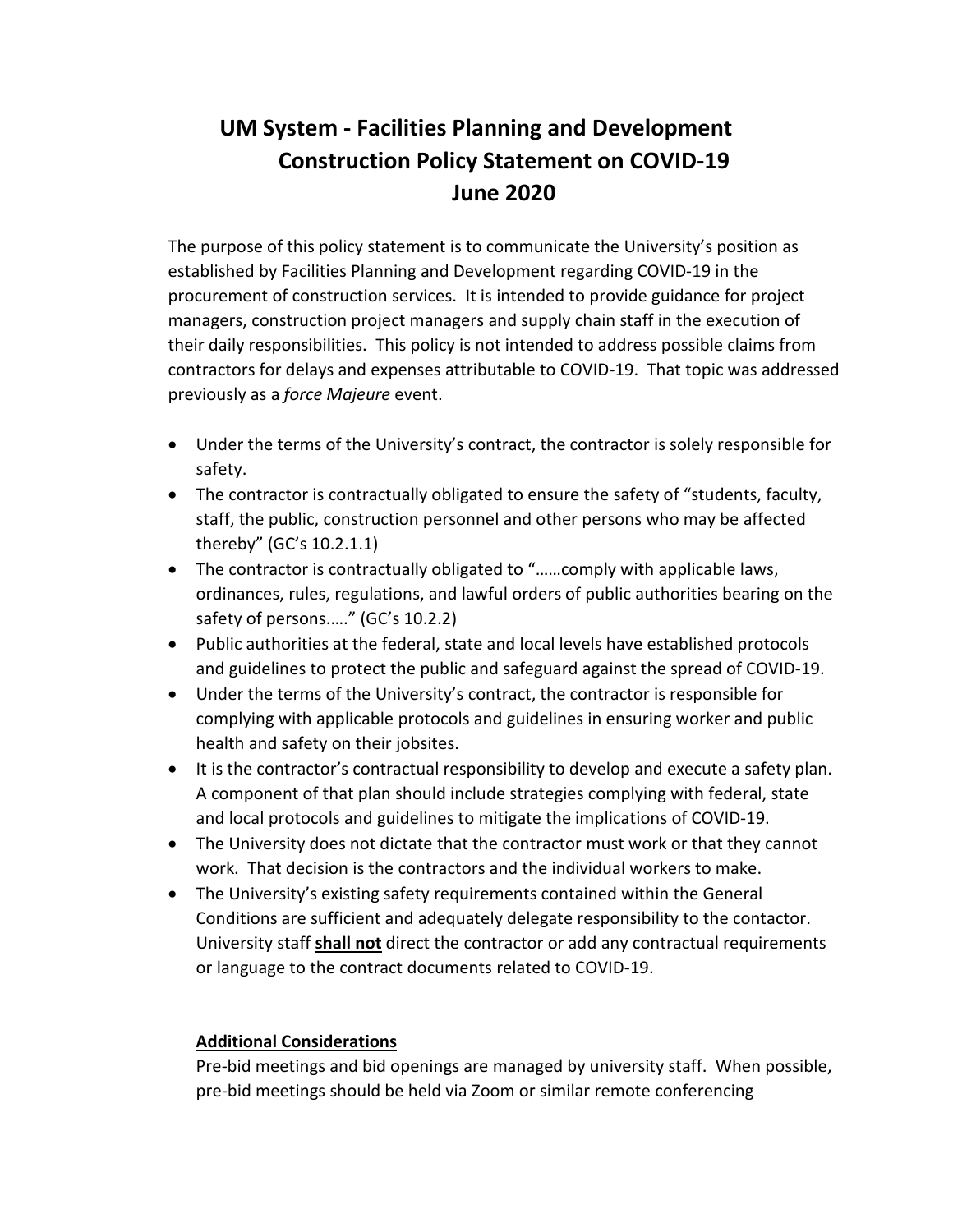# UM System - Facilities Planning and Development Construction Policy Statement on COVID-19 June 2020

The purpose of this policy statement is to communicate the University's position as established by Facilities Planning and Development regarding COVID-19 in the procurement of construction services. It is intended to provide guidance for project managers, construction project managers and supply chain staff in the execution of their daily responsibilities. This policy is not intended to address possible claims from contractors for delays and expenses attributable to COVID-19. That topic was addressed previously as a *force Majeure* event.

- Under the terms of the University's contract, the contractor is solely responsible for safety.
- The contractor is contractually obligated to ensure the safety of "students, faculty, staff, the public, construction personnel and other persons who may be affected thereby" (GC's 10.2.1.1)
- The contractor is contractually obligated to "……comply with applicable laws, ordinances, rules, regulations, and lawful orders of public authorities bearing on the safety of persons….." (GC's 10.2.2)
- Public authorities at the federal, state and local levels have established protocols and guidelines to protect the public and safeguard against the spread of COVID-19.
- Under the terms of the University's contract, the contractor is responsible for complying with applicable protocols and guidelines in ensuring worker and public health and safety on their jobsites.
- It is the contractor's contractual responsibility to develop and execute a safety plan. A component of that plan should include strategies complying with federal, state and local protocols and guidelines to mitigate the implications of COVID-19.
- The University does not dictate that the contractor must work or that they cannot work. That decision is the contractors and the individual workers to make.
- The University's existing safety requirements contained within the General Conditions are sufficient and adequately delegate responsibility to the contactor. University staff **shall not** direct the contractor or add any contractual requirements or language to the contract documents related to COVID-19.

**Additional Considerations**

Pre-bid meetings and bid openings are managed by university staff. When possible, pre-bid meetings should be held via Zoom or similar remote conferencing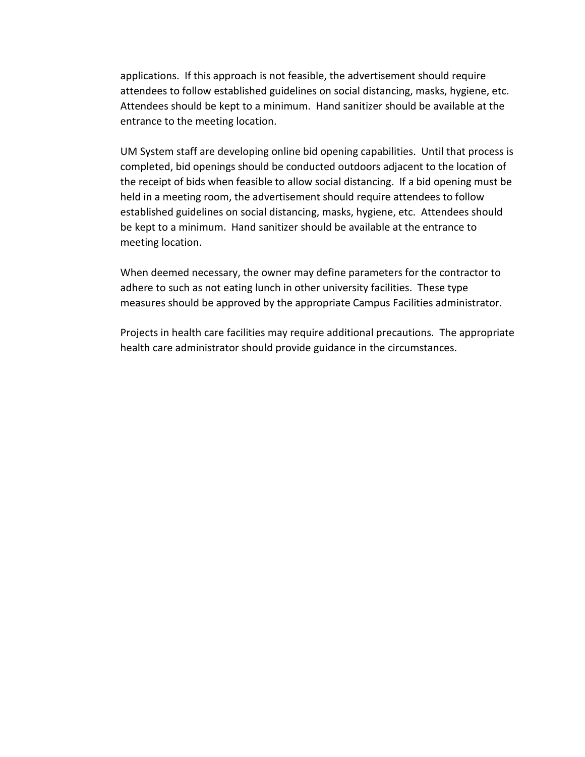applications. If this approach is not feasible, the advertisement should require attendees to follow established guidelines on social distancing, masks, hygiene, etc. Attendees should be kept to a minimum. Hand sanitizer should be available at the entrance to the meeting location.

UM System staff are developing online bid opening capabilities. Until that process is completed, bid openings should be conducted outdoors adjacent to the location of the receipt of bids when feasible to allow social distancing. If a bid opening must be held in a meeting room, the advertisement should require attendees to follow established guidelines on social distancing, masks, hygiene, etc. Attendees should be kept to a minimum. Hand sanitizer should be available at the entrance to meeting location.

When deemed necessary, the owner may define parameters for the contractor to adhere to such as not eating lunch in other university facilities. These type measures should be approved by the appropriate Campus Facilities administrator.

Projects in health care facilities may require additional precautions. The appropriate health care administrator should provide guidance in the circumstances.